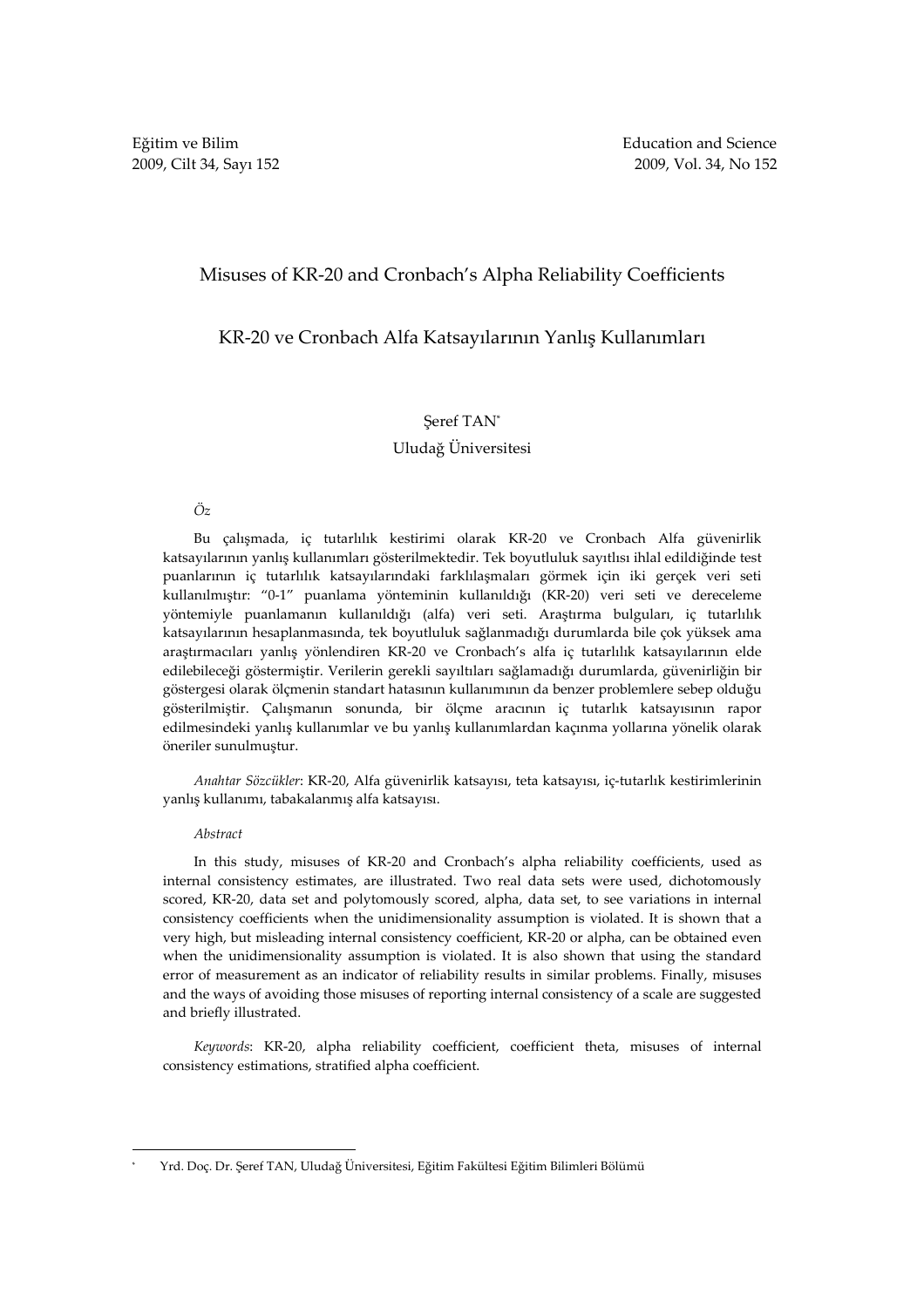# Misuses of KR-20 and Cronbach's Alpha Reliability Coefficients

# KR-20 ve Cronbach Alfa Katsayılarının Yanlış Kullanımları

Şeref TAN[*]

Uludağ Üniversitesi

*Öz*

Bu çalışmada, iç tutarlılık kestirimi olarak KR-20 ve Cronbach Alfa güvenirlik katsayılarının yanlış kullanımları gösterilmektedir. Tek boyutluluk sayıtlısı ihlal edildiğinde test puanlarının iç tutarlılık katsayılarındaki farklılaşmaları görmek için iki gerçek veri seti kullanılmıştır: "0-1" puanlama yönteminin kullanıldığı (KR-20) veri seti ve dereceleme yöntemiyle puanlamanın kullanıldığı (alfa) veri seti. Araştırma bulguları, iç tutarlılık katsayılarının hesaplanmasında, tek boyutluluk sağlanmadığı durumlarda bile çok yüksek ama araştırmacıları yanlış yönlendiren KR-20 ve Cronbach's alfa iç tutarlılık katsayılarının elde edilebileceği göstermiştir. Verilerin gerekli sayıltıları sağlamadığı durumlarda, güvenirliğin bir göstergesi olarak ölçmenin standart hatasının kullanımının da benzer problemlere sebep olduğu gösterilmiştir. Çalışmanın sonunda, bir ölçme aracının iç tutarlık katsayısının rapor edilmesindeki yanlış kullanımlar ve bu yanlış kullanımlardan kaçınma yollarına yönelik olarak öneriler sunulmuştur.

*Anahtar Sözcükler*: KR-20, Alfa güvenirlik katsayısı, teta katsayısı, iç-tutarlık kestirimlerinin yanlış kullanımı, tabakalanmış alfa katsayısı.

*Abstract*

In this study, misuses of KR-20 and Cronbach's alpha reliability coefficients, used as internal consistency estimates, are illustrated. Two real data sets were used, dichotomously scored, KR-20, data set and polytomously scored, alpha, data set, to see variations in internal consistency coefficients when the unidimensionality assumption is violated. It is shown that a very high, but misleading internal consistency coefficient, KR-20 or alpha, can be obtained even when the unidimensionality assumption is violated. It is also shown that using the standard error of measurement as an indicator of reliability results in similar problems. Finally, misuses and the ways of avoiding those misuses of reporting internal consistency of a scale are suggested and briefly illustrated.

*Keywords*: KR-20, alpha reliability coefficient, coefficient theta, misuses of internal consistency estimations, stratified alpha coefficient.

---

[*] Yrd. Doç. Dr. Şeref TAN, Uludağ Üniversitesi, Eğitim Fakültesi Eğitim Bilimleri Bölümü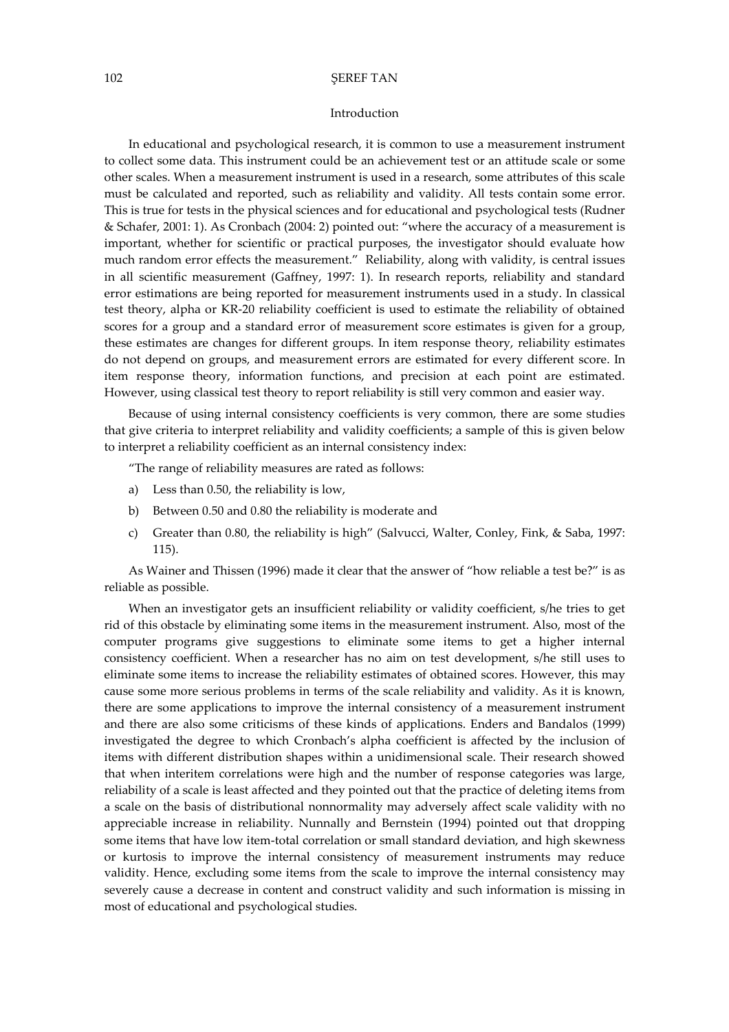## Introduction

In educational and psychological research, it is common to use a measurement instrument to collect some data. This instrument could be an achievement test or an attitude scale or some other scales. When a measurement instrument is used in a research, some attributes of this scale must be calculated and reported, such as reliability and validity. All tests contain some error. This is true for tests in the physical sciences and for educational and psychological tests (Rudner & Schafer, 2001: 1). As Cronbach (2004: 2) pointed out: "where the accuracy of a measurement is important, whether for scientific or practical purposes, the investigator should evaluate how much random error effects the measurement." Reliability, along with validity, is central issues in all scientific measurement (Gaffney, 1997: 1). In research reports, reliability and standard error estimations are being reported for measurement instruments used in a study. In classical test theory, alpha or KR-20 reliability coefficient is used to estimate the reliability of obtained scores for a group and a standard error of measurement score estimates is given for a group, these estimates are changes for different groups. In item response theory, reliability estimates do not depend on groups, and measurement errors are estimated for every different score. In item response theory, information functions, and precision at each point are estimated. However, using classical test theory to report reliability is still very common and easier way.

Because of using internal consistency coefficients is very common, there are some studies that give criteria to interpret reliability and validity coefficients; a sample of this is given below to interpret a reliability coefficient as an internal consistency index:

"The range of reliability measures are rated as follows:

a) Less than 0.50, the reliability is low,
b) Between 0.50 and 0.80 the reliability is moderate and
c) Greater than 0.80, the reliability is high" (Salvucci, Walter, Conley, Fink, & Saba, 1997: 115).

As Wainer and Thissen (1996) made it clear that the answer of "how reliable a test be?" is as reliable as possible.

When an investigator gets an insufficient reliability or validity coefficient, s/he tries to get rid of this obstacle by eliminating some items in the measurement instrument. Also, most of the computer programs give suggestions to eliminate some items to get a higher internal consistency coefficient. When a researcher has no aim on test development, s/he still uses to eliminate some items to increase the reliability estimates of obtained scores. However, this may cause some more serious problems in terms of the scale reliability and validity. As it is known, there are some applications to improve the internal consistency of a measurement instrument and there are also some criticisms of these kinds of applications. Enders and Bandalos (1999) investigated the degree to which Cronbach's alpha coefficient is affected by the inclusion of items with different distribution shapes within a unidimensional scale. Their research showed that when interitem correlations were high and the number of response categories was large, reliability of a scale is least affected and they pointed out that the practice of deleting items from a scale on the basis of distributional nonnormality may adversely affect scale validity with no appreciable increase in reliability. Nunnally and Bernstein (1994) pointed out that dropping some items that have low item-total correlation or small standard deviation, and high skewness or kurtosis to improve the internal consistency of measurement instruments may reduce validity. Hence, excluding some items from the scale to improve the internal consistency may severely cause a decrease in content and construct validity and such information is missing in most of educational and psychological studies.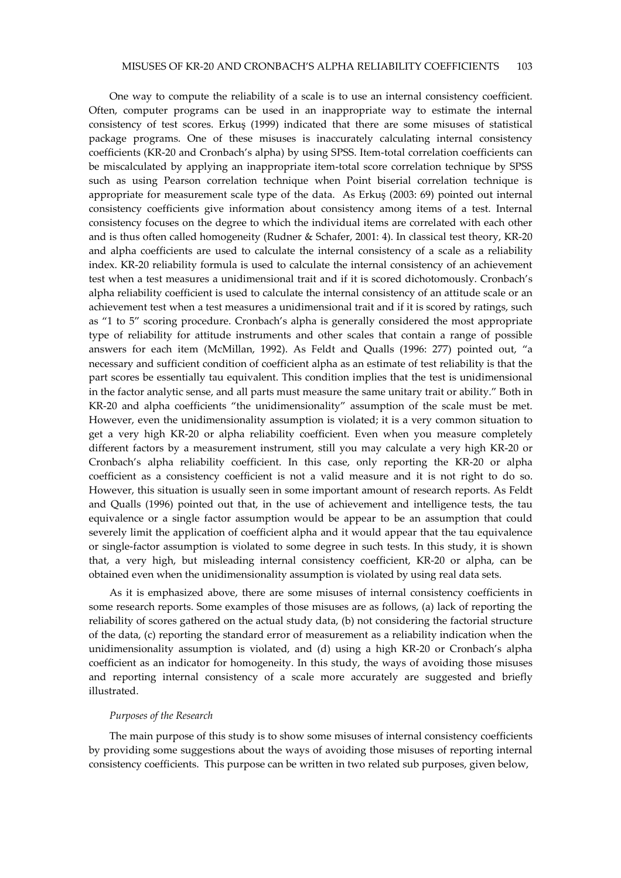One way to compute the reliability of a scale is to use an internal consistency coefficient. Often, computer programs can be used in an inappropriate way to estimate the internal consistency of test scores. Erkuş (1999) indicated that there are some misuses of statistical package programs. One of these misuses is inaccurately calculating internal consistency coefficients (KR-20 and Cronbach's alpha) by using SPSS. Item-total correlation coefficients can be miscalculated by applying an inappropriate item-total score correlation technique by SPSS such as using Pearson correlation technique when Point biserial correlation technique is appropriate for measurement scale type of the data. As Erkuş (2003: 69) pointed out internal consistency coefficients give information about consistency among items of a test. Internal consistency focuses on the degree to which the individual items are correlated with each other and is thus often called homogeneity (Rudner & Schafer, 2001: 4). In classical test theory, KR-20 and alpha coefficients are used to calculate the internal consistency of a scale as a reliability index. KR-20 reliability formula is used to calculate the internal consistency of an achievement test when a test measures a unidimensional trait and if it is scored dichotomously. Cronbach's alpha reliability coefficient is used to calculate the internal consistency of an attitude scale or an achievement test when a test measures a unidimensional trait and if it is scored by ratings, such as "1 to 5" scoring procedure. Cronbach's alpha is generally considered the most appropriate type of reliability for attitude instruments and other scales that contain a range of possible answers for each item (McMillan, 1992). As Feldt and Qualls (1996: 277) pointed out, "a necessary and sufficient condition of coefficient alpha as an estimate of test reliability is that the part scores be essentially tau equivalent. This condition implies that the test is unidimensional in the factor analytic sense, and all parts must measure the same unitary trait or ability." Both in KR-20 and alpha coefficients "the unidimensionality" assumption of the scale must be met. However, even the unidimensionality assumption is violated; it is a very common situation to get a very high KR-20 or alpha reliability coefficient. Even when you measure completely different factors by a measurement instrument, still you may calculate a very high KR-20 or Cronbach's alpha reliability coefficient. In this case, only reporting the KR-20 or alpha coefficient as a consistency coefficient is not a valid measure and it is not right to do so. However, this situation is usually seen in some important amount of research reports. As Feldt and Qualls (1996) pointed out that, in the use of achievement and intelligence tests, the tau equivalence or a single factor assumption would be appear to be an assumption that could severely limit the application of coefficient alpha and it would appear that the tau equivalence or single-factor assumption is violated to some degree in such tests. In this study, it is shown that, a very high, but misleading internal consistency coefficient, KR-20 or alpha, can be obtained even when the unidimensionality assumption is violated by using real data sets.

As it is emphasized above, there are some misuses of internal consistency coefficients in some research reports. Some examples of those misuses are as follows, (a) lack of reporting the reliability of scores gathered on the actual study data, (b) not considering the factorial structure of the data, (c) reporting the standard error of measurement as a reliability indication when the unidimensionality assumption is violated, and (d) using a high KR-20 or Cronbach's alpha coefficient as an indicator for homogeneity. In this study, the ways of avoiding those misuses and reporting internal consistency of a scale more accurately are suggested and briefly illustrated.

### *Purposes of the Research*

The main purpose of this study is to show some misuses of internal consistency coefficients by providing some suggestions about the ways of avoiding those misuses of reporting internal consistency coefficients. This purpose can be written in two related sub purposes, given below,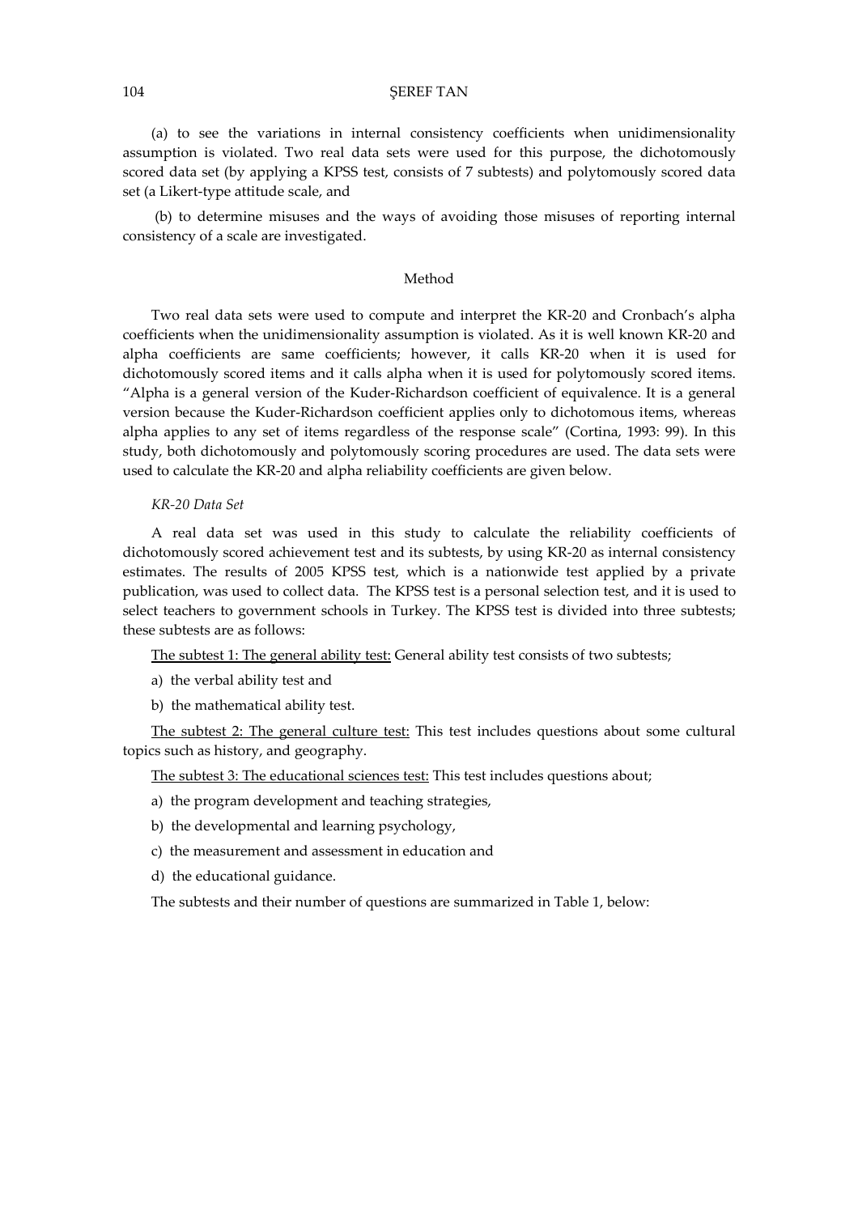(a) to see the variations in internal consistency coefficients when unidimensionality assumption is violated. Two real data sets were used for this purpose, the dichotomously scored data set (by applying a KPSS test, consists of 7 subtests) and polytomously scored data set (a Likert-type attitude scale, and

(b) to determine misuses and the ways of avoiding those misuses of reporting internal consistency of a scale are investigated.

## Method

Two real data sets were used to compute and interpret the KR-20 and Cronbach's alpha coefficients when the unidimensionality assumption is violated. As it is well known KR-20 and alpha coefficients are same coefficients; however, it calls KR-20 when it is used for dichotomously scored items and it calls alpha when it is used for polytomously scored items. "Alpha is a general version of the Kuder-Richardson coefficient of equivalence. It is a general version because the Kuder-Richardson coefficient applies only to dichotomous items, whereas alpha applies to any set of items regardless of the response scale" (Cortina, 1993: 99). In this study, both dichotomously and polytomously scoring procedures are used. The data sets were used to calculate the KR-20 and alpha reliability coefficients are given below.

### *KR-20 Data Set*

A real data set was used in this study to calculate the reliability coefficients of dichotomously scored achievement test and its subtests, by using KR-20 as internal consistency estimates. The results of 2005 KPSS test, which is a nationwide test applied by a private publication, was used to collect data. The KPSS test is a personal selection test, and it is used to select teachers to government schools in Turkey. The KPSS test is divided into three subtests; these subtests are as follows:

<u>The subtest 1: The general ability test:</u> General ability test consists of two subtests;

a) the verbal ability test and
b) the mathematical ability test.

<u>The subtest 2: The general culture test:</u> This test includes questions about some cultural topics such as history, and geography.

<u>The subtest 3: The educational sciences test:</u> This test includes questions about;

a) the program development and teaching strategies,
b) the developmental and learning psychology,
c) the measurement and assessment in education and
d) the educational guidance.

The subtests and their number of questions are summarized in Table 1, below: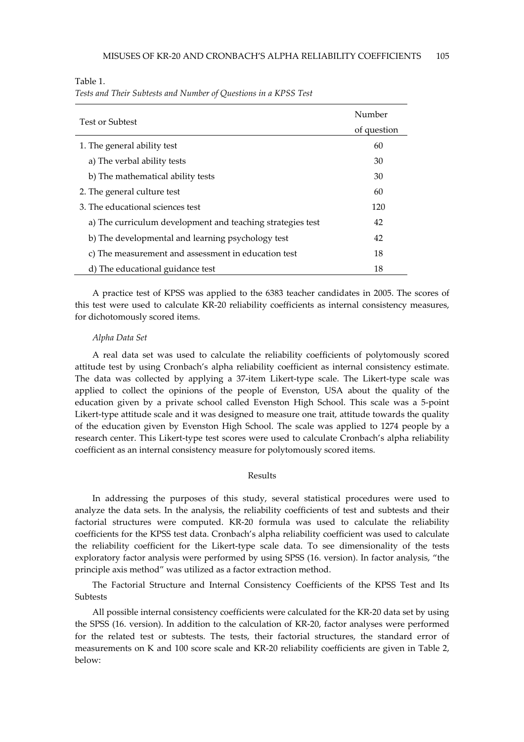Table 1.
*Tests and Their Subtests and Number of Questions in a KPSS Test*

| Test or Subtest | Number of question |
|---|---|
| 1. The general ability test | 60 |
| a) The verbal ability tests | 30 |
| b) The mathematical ability tests | 30 |
| 2. The general culture test | 60 |
| 3. The educational sciences test | 120 |
| a) The curriculum development and teaching strategies test | 42 |
| b) The developmental and learning psychology test | 42 |
| c) The measurement and assessment in education test | 18 |
| d) The educational guidance test | 18 |

A practice test of KPSS was applied to the 6383 teacher candidates in 2005. The scores of this test were used to calculate KR-20 reliability coefficients as internal consistency measures, for dichotomously scored items.

*Alpha Data Set*

A real data set was used to calculate the reliability coefficients of polytomously scored attitude test by using Cronbach's alpha reliability coefficient as internal consistency estimate. The data was collected by applying a 37-item Likert-type scale. The Likert-type scale was applied to collect the opinions of the people of Evenston, USA about the quality of the education given by a private school called Evenston High School. This scale was a 5-point Likert-type attitude scale and it was designed to measure one trait, attitude towards the quality of the education given by Evenston High School. The scale was applied to 1274 people by a research center. This Likert-type test scores were used to calculate Cronbach's alpha reliability coefficient as an internal consistency measure for polytomously scored items.

## Results

In addressing the purposes of this study, several statistical procedures were used to analyze the data sets. In the analysis, the reliability coefficients of test and subtests and their factorial structures were computed. KR-20 formula was used to calculate the reliability coefficients for the KPSS test data. Cronbach's alpha reliability coefficient was used to calculate the reliability coefficient for the Likert-type scale data. To see dimensionality of the tests exploratory factor analysis were performed by using SPSS (16. version). In factor analysis, "the principle axis method" was utilized as a factor extraction method.

The Factorial Structure and Internal Consistency Coefficients of the KPSS Test and Its Subtests

All possible internal consistency coefficients were calculated for the KR-20 data set by using the SPSS (16. version). In addition to the calculation of KR-20, factor analyses were performed for the related test or subtests. The tests, their factorial structures, the standard error of measurements on K and 100 score scale and KR-20 reliability coefficients are given in Table 2, below: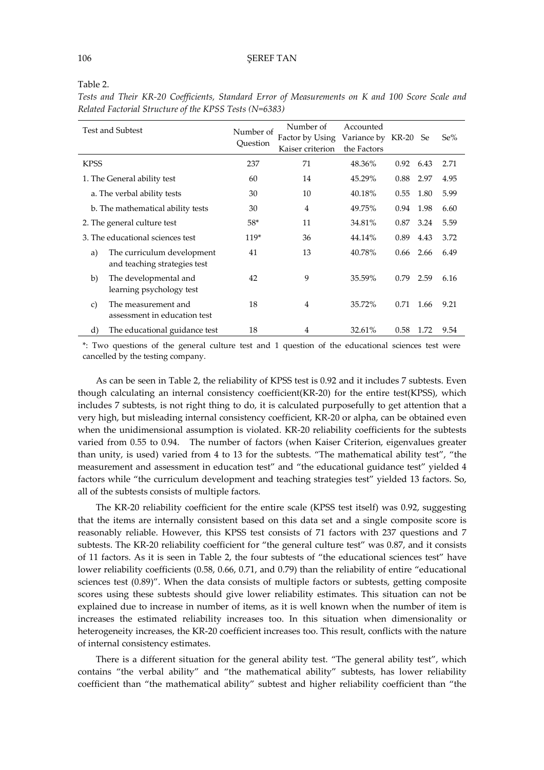Table 2.

*Tests and Their KR-20 Coefficients, Standard Error of Measurements on K and 100 Score Scale and Related Factorial Structure of the KPSS Tests (N=6383)*

| Test and Subtest | Number of Question | Number of Factor by Using Kaiser criterion | Accounted Variance by the Factors | KR-20 | Se | Se% |
|---|---|---|---|---|---|---|
| KPSS | 237 | 71 | 48.36% | 0.92 | 6.43 | 2.71 |
| 1. The General ability test | 60 | 14 | 45.29% | 0.88 | 2.97 | 4.95 |
| a. The verbal ability tests | 30 | 10 | 40.18% | 0.55 | 1.80 | 5.99 |
| b. The mathematical ability tests | 30 | 4 | 49.75% | 0.94 | 1.98 | 6.60 |
| 2. The general culture test | 58* | 11 | 34.81% | 0.87 | 3.24 | 5.59 |
| 3. The educational sciences test | 119* | 36 | 44.14% | 0.89 | 4.43 | 3.72 |
| a) The curriculum development and teaching strategies test | 41 | 13 | 40.78% | 0.66 | 2.66 | 6.49 |
| b) The developmental and learning psychology test | 42 | 9 | 35.59% | 0.79 | 2.59 | 6.16 |
| c) The measurement and assessment in education test | 18 | 4 | 35.72% | 0.71 | 1.66 | 9.21 |
| d) The educational guidance test | 18 | 4 | 32.61% | 0.58 | 1.72 | 9.54 |

*: Two questions of the general culture test and 1 question of the educational sciences test were cancelled by the testing company.

As can be seen in Table 2, the reliability of KPSS test is 0.92 and it includes 7 subtests. Even though calculating an internal consistency coefficient(KR-20) for the entire test(KPSS), which includes 7 subtests, is not right thing to do, it is calculated purposefully to get attention that a very high, but misleading internal consistency coefficient, KR-20 or alpha, can be obtained even when the unidimensional assumption is violated. KR-20 reliability coefficients for the subtests varied from 0.55 to 0.94. The number of factors (when Kaiser Criterion, eigenvalues greater than unity, is used) varied from 4 to 13 for the subtests. "The mathematical ability test", "the measurement and assessment in education test" and "the educational guidance test" yielded 4 factors while "the curriculum development and teaching strategies test" yielded 13 factors. So, all of the subtests consists of multiple factors.

The KR-20 reliability coefficient for the entire scale (KPSS test itself) was 0.92, suggesting that the items are internally consistent based on this data set and a single composite score is reasonably reliable. However, this KPSS test consists of 71 factors with 237 questions and 7 subtests. The KR-20 reliability coefficient for "the general culture test" was 0.87, and it consists of 11 factors. As it is seen in Table 2, the four subtests of "the educational sciences test" have lower reliability coefficients (0.58, 0.66, 0.71, and 0.79) than the reliability of entire "educational sciences test (0.89)". When the data consists of multiple factors or subtests, getting composite scores using these subtests should give lower reliability estimates. This situation can not be explained due to increase in number of items, as it is well known when the number of item is increases the estimated reliability increases too. In this situation when dimensionality or heterogeneity increases, the KR-20 coefficient increases too. This result, conflicts with the nature of internal consistency estimates.

There is a different situation for the general ability test. "The general ability test", which contains "the verbal ability" and "the mathematical ability" subtests, has lower reliability coefficient than "the mathematical ability" subtest and higher reliability coefficient than "the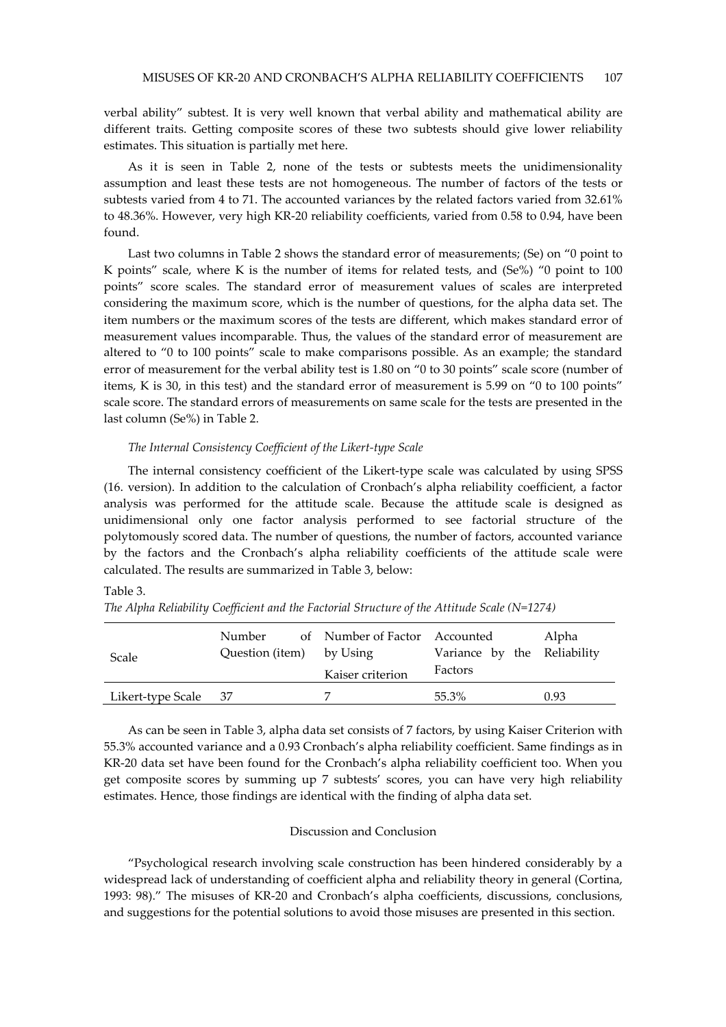verbal ability" subtest. It is very well known that verbal ability and mathematical ability are different traits. Getting composite scores of these two subtests should give lower reliability estimates. This situation is partially met here.

As it is seen in Table 2, none of the tests or subtests meets the unidimensionality assumption and least these tests are not homogeneous. The number of factors of the tests or subtests varied from 4 to 71. The accounted variances by the related factors varied from 32.61% to 48.36%. However, very high KR-20 reliability coefficients, varied from 0.58 to 0.94, have been found.

Last two columns in Table 2 shows the standard error of measurements; (Se) on "0 point to K points" scale, where K is the number of items for related tests, and (Se%) "0 point to 100 points" score scales. The standard error of measurement values of scales are interpreted considering the maximum score, which is the number of questions, for the alpha data set. The item numbers or the maximum scores of the tests are different, which makes standard error of measurement values incomparable. Thus, the values of the standard error of measurement are altered to "0 to 100 points" scale to make comparisons possible. As an example; the standard error of measurement for the verbal ability test is 1.80 on "0 to 30 points" scale score (number of items, K is 30, in this test) and the standard error of measurement is 5.99 on "0 to 100 points" scale score. The standard errors of measurements on same scale for the tests are presented in the last column (Se%) in Table 2.

*The Internal Consistency Coefficient of the Likert-type Scale*

The internal consistency coefficient of the Likert-type scale was calculated by using SPSS (16. version). In addition to the calculation of Cronbach's alpha reliability coefficient, a factor analysis was performed for the attitude scale. Because the attitude scale is designed as unidimensional only one factor analysis performed to see factorial structure of the polytomously scored data. The number of questions, the number of factors, accounted variance by the factors and the Cronbach's alpha reliability coefficients of the attitude scale were calculated. The results are summarized in Table 3, below:

Table 3.
*The Alpha Reliability Coefficient and the Factorial Structure of the Attitude Scale (N=1274)*

| Scale | Number of Question (item) | Number of Factor by Using Kaiser criterion | Accounted Variance by the Factors | Alpha Reliability |
|---|---|---|---|---|
| Likert-type Scale | 37 | 7 | 55.3% | 0.93 |

As can be seen in Table 3, alpha data set consists of 7 factors, by using Kaiser Criterion with 55.3% accounted variance and a 0.93 Cronbach's alpha reliability coefficient. Same findings as in KR-20 data set have been found for the Cronbach's alpha reliability coefficient too. When you get composite scores by summing up 7 subtests' scores, you can have very high reliability estimates. Hence, those findings are identical with the finding of alpha data set.

## Discussion and Conclusion

"Psychological research involving scale construction has been hindered considerably by a widespread lack of understanding of coefficient alpha and reliability theory in general (Cortina, 1993: 98)." The misuses of KR-20 and Cronbach's alpha coefficients, discussions, conclusions, and suggestions for the potential solutions to avoid those misuses are presented in this section.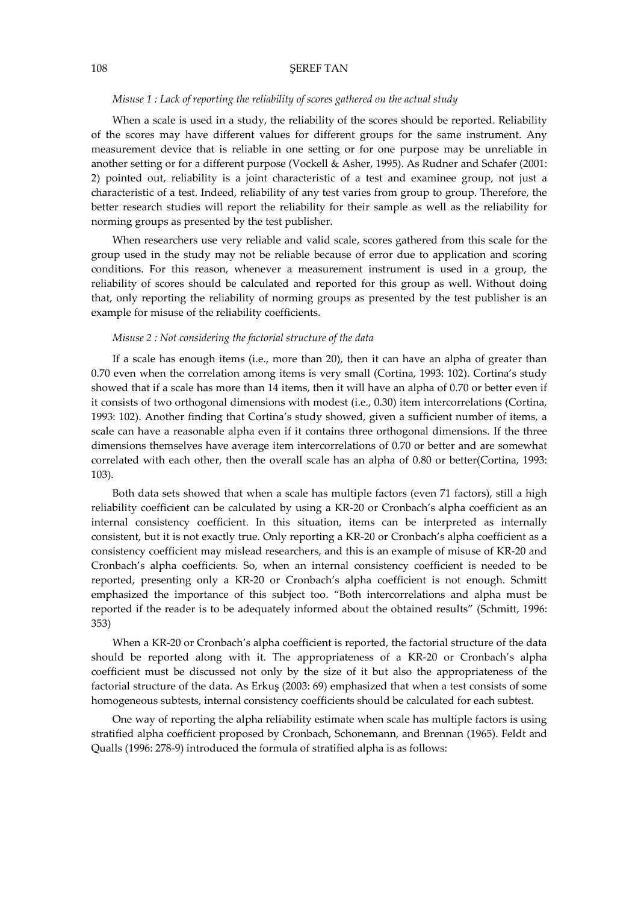*Misuse 1 : Lack of reporting the reliability of scores gathered on the actual study*

When a scale is used in a study, the reliability of the scores should be reported. Reliability of the scores may have different values for different groups for the same instrument. Any measurement device that is reliable in one setting or for one purpose may be unreliable in another setting or for a different purpose (Vockell & Asher, 1995). As Rudner and Schafer (2001: 2) pointed out, reliability is a joint characteristic of a test and examinee group, not just a characteristic of a test. Indeed, reliability of any test varies from group to group. Therefore, the better research studies will report the reliability for their sample as well as the reliability for norming groups as presented by the test publisher.

When researchers use very reliable and valid scale, scores gathered from this scale for the group used in the study may not be reliable because of error due to application and scoring conditions. For this reason, whenever a measurement instrument is used in a group, the reliability of scores should be calculated and reported for this group as well. Without doing that, only reporting the reliability of norming groups as presented by the test publisher is an example for misuse of the reliability coefficients.

*Misuse 2 : Not considering the factorial structure of the data*

If a scale has enough items (i.e., more than 20), then it can have an alpha of greater than 0.70 even when the correlation among items is very small (Cortina, 1993: 102). Cortina's study showed that if a scale has more than 14 items, then it will have an alpha of 0.70 or better even if it consists of two orthogonal dimensions with modest (i.e., 0.30) item intercorrelations (Cortina, 1993: 102). Another finding that Cortina's study showed, given a sufficient number of items, a scale can have a reasonable alpha even if it contains three orthogonal dimensions. If the three dimensions themselves have average item intercorrelations of 0.70 or better and are somewhat correlated with each other, then the overall scale has an alpha of 0.80 or better(Cortina, 1993: 103).

Both data sets showed that when a scale has multiple factors (even 71 factors), still a high reliability coefficient can be calculated by using a KR-20 or Cronbach's alpha coefficient as an internal consistency coefficient. In this situation, items can be interpreted as internally consistent, but it is not exactly true. Only reporting a KR-20 or Cronbach's alpha coefficient as a consistency coefficient may mislead researchers, and this is an example of misuse of KR-20 and Cronbach's alpha coefficients. So, when an internal consistency coefficient is needed to be reported, presenting only a KR-20 or Cronbach's alpha coefficient is not enough. Schmitt emphasized the importance of this subject too. "Both intercorrelations and alpha must be reported if the reader is to be adequately informed about the obtained results" (Schmitt, 1996: 353)

When a KR-20 or Cronbach's alpha coefficient is reported, the factorial structure of the data should be reported along with it. The appropriateness of a KR-20 or Cronbach's alpha coefficient must be discussed not only by the size of it but also the appropriateness of the factorial structure of the data. As Erkuş (2003: 69) emphasized that when a test consists of some homogeneous subtests, internal consistency coefficients should be calculated for each subtest.

One way of reporting the alpha reliability estimate when scale has multiple factors is using stratified alpha coefficient proposed by Cronbach, Schonemann, and Brennan (1965). Feldt and Qualls (1996: 278-9) introduced the formula of stratified alpha is as follows: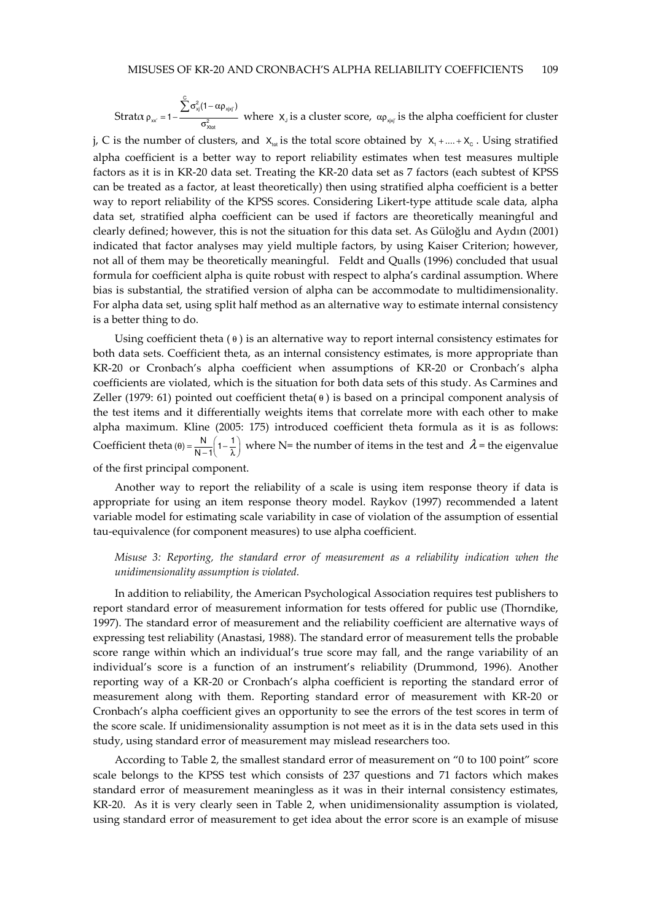$\text{Strat}\alpha\ \rho_{xx'} = 1 - \frac{\sum^{C}\sigma^2_{x_j}(1-\alpha\rho_{x_jx_j'})}{\sigma^2_{X_{tot}}}$ where $X_j$ is a cluster score, $\alpha\rho_{x_jx_j'}$ is the alpha coefficient for cluster j, C is the number of clusters, and $X_{tot}$ is the total score obtained by $X_1 + .... + X_C$. Using stratified alpha coefficient is a better way to report reliability estimates when test measures multiple factors as it is in KR-20 data set. Treating the KR-20 data set as 7 factors (each subtest of KPSS can be treated as a factor, at least theoretically) then using stratified alpha coefficient is a better way to report reliability of the KPSS scores. Considering Likert-type attitude scale data, alpha data set, stratified alpha coefficient can be used if factors are theoretically meaningful and clearly defined; however, this is not the situation for this data set. As Güloğlu and Aydın (2001) indicated that factor analyses may yield multiple factors, by using Kaiser Criterion; however, not all of them may be theoretically meaningful. Feldt and Qualls (1996) concluded that usual formula for coefficient alpha is quite robust with respect to alpha's cardinal assumption. Where bias is substantial, the stratified version of alpha can be accommodate to multidimensionality. For alpha data set, using split half method as an alternative way to estimate internal consistency is a better thing to do.

Using coefficient theta ($\theta$) is an alternative way to report internal consistency estimates for both data sets. Coefficient theta, as an internal consistency estimates, is more appropriate than KR-20 or Cronbach's alpha coefficient when assumptions of KR-20 or Cronbach's alpha coefficients are violated, which is the situation for both data sets of this study. As Carmines and Zeller (1979: 61) pointed out coefficient theta($\theta$) is based on a principal component analysis of the test items and it differentially weights items that correlate more with each other to make alpha maximum. Kline (2005: 175) introduced coefficient theta formula as it is as follows: Coefficient theta $(\theta) = \frac{N}{N-1}\left(1-\frac{1}{\lambda}\right)$ where N= the number of items in the test and $\lambda$ = the eigenvalue of the first principal component.

Another way to report the reliability of a scale is using item response theory if data is appropriate for using an item response theory model. Raykov (1997) recommended a latent variable model for estimating scale variability in case of violation of the assumption of essential tau-equivalence (for component measures) to use alpha coefficient.

*Misuse 3: Reporting, the standard error of measurement as a reliability indication when the unidimensionality assumption is violated.*

In addition to reliability, the American Psychological Association requires test publishers to report standard error of measurement information for tests offered for public use (Thorndike, 1997). The standard error of measurement and the reliability coefficient are alternative ways of expressing test reliability (Anastasi, 1988). The standard error of measurement tells the probable score range within which an individual's true score may fall, and the range variability of an individual's score is a function of an instrument's reliability (Drummond, 1996). Another reporting way of a KR-20 or Cronbach's alpha coefficient is reporting the standard error of measurement along with them. Reporting standard error of measurement with KR-20 or Cronbach's alpha coefficient gives an opportunity to see the errors of the test scores in term of the score scale. If unidimensionality assumption is not meet as it is in the data sets used in this study, using standard error of measurement may mislead researchers too.

According to Table 2, the smallest standard error of measurement on "0 to 100 point" score scale belongs to the KPSS test which consists of 237 questions and 71 factors which makes standard error of measurement meaningless as it was in their internal consistency estimates, KR-20. As it is very clearly seen in Table 2, when unidimensionality assumption is violated, using standard error of measurement to get idea about the error score is an example of misuse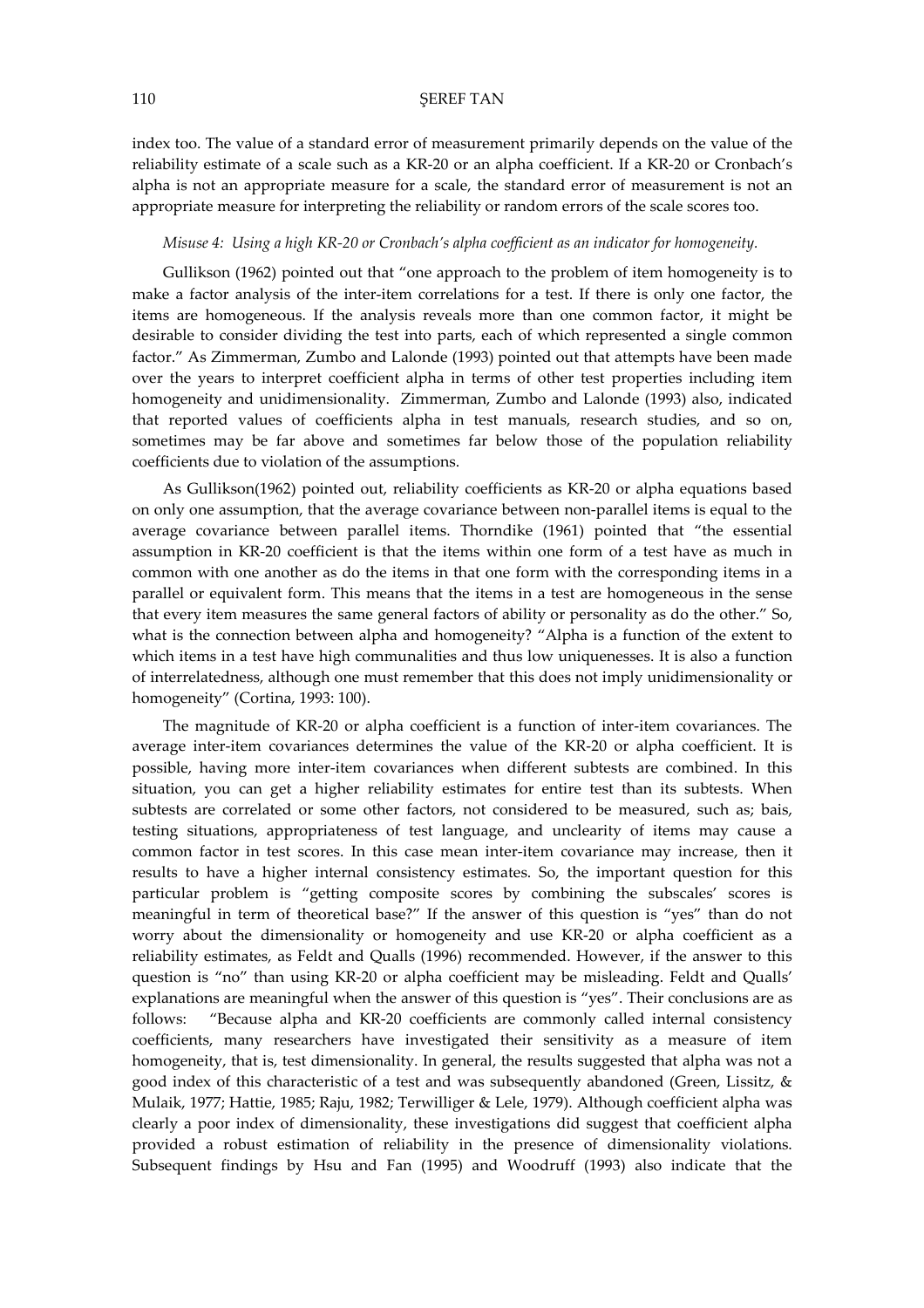index too. The value of a standard error of measurement primarily depends on the value of the reliability estimate of a scale such as a KR-20 or an alpha coefficient. If a KR-20 or Cronbach's alpha is not an appropriate measure for a scale, the standard error of measurement is not an appropriate measure for interpreting the reliability or random errors of the scale scores too.

*Misuse 4: Using a high KR-20 or Cronbach's alpha coefficient as an indicator for homogeneity.*

Gullikson (1962) pointed out that "one approach to the problem of item homogeneity is to make a factor analysis of the inter-item correlations for a test. If there is only one factor, the items are homogeneous. If the analysis reveals more than one common factor, it might be desirable to consider dividing the test into parts, each of which represented a single common factor." As Zimmerman, Zumbo and Lalonde (1993) pointed out that attempts have been made over the years to interpret coefficient alpha in terms of other test properties including item homogeneity and unidimensionality. Zimmerman, Zumbo and Lalonde (1993) also, indicated that reported values of coefficients alpha in test manuals, research studies, and so on, sometimes may be far above and sometimes far below those of the population reliability coefficients due to violation of the assumptions.

As Gullikson(1962) pointed out, reliability coefficients as KR-20 or alpha equations based on only one assumption, that the average covariance between non-parallel items is equal to the average covariance between parallel items. Thorndike (1961) pointed that "the essential assumption in KR-20 coefficient is that the items within one form of a test have as much in common with one another as do the items in that one form with the corresponding items in a parallel or equivalent form. This means that the items in a test are homogeneous in the sense that every item measures the same general factors of ability or personality as do the other." So, what is the connection between alpha and homogeneity? "Alpha is a function of the extent to which items in a test have high communalities and thus low uniquenesses. It is also a function of interrelatedness, although one must remember that this does not imply unidimensionality or homogeneity" (Cortina, 1993: 100).

The magnitude of KR-20 or alpha coefficient is a function of inter-item covariances. The average inter-item covariances determines the value of the KR-20 or alpha coefficient. It is possible, having more inter-item covariances when different subtests are combined. In this situation, you can get a higher reliability estimates for entire test than its subtests. When subtests are correlated or some other factors, not considered to be measured, such as; bais, testing situations, appropriateness of test language, and unclearity of items may cause a common factor in test scores. In this case mean inter-item covariance may increase, then it results to have a higher internal consistency estimates. So, the important question for this particular problem is "getting composite scores by combining the subscales' scores is meaningful in term of theoretical base?" If the answer of this question is "yes" than do not worry about the dimensionality or homogeneity and use KR-20 or alpha coefficient as a reliability estimates, as Feldt and Qualls (1996) recommended. However, if the answer to this question is "no" than using KR-20 or alpha coefficient may be misleading. Feldt and Qualls' explanations are meaningful when the answer of this question is "yes". Their conclusions are as follows: "Because alpha and KR-20 coefficients are commonly called internal consistency coefficients, many researchers have investigated their sensitivity as a measure of item homogeneity, that is, test dimensionality. In general, the results suggested that alpha was not a good index of this characteristic of a test and was subsequently abandoned (Green, Lissitz, & Mulaik, 1977; Hattie, 1985; Raju, 1982; Terwilliger & Lele, 1979). Although coefficient alpha was clearly a poor index of dimensionality, these investigations did suggest that coefficient alpha provided a robust estimation of reliability in the presence of dimensionality violations. Subsequent findings by Hsu and Fan (1995) and Woodruff (1993) also indicate that the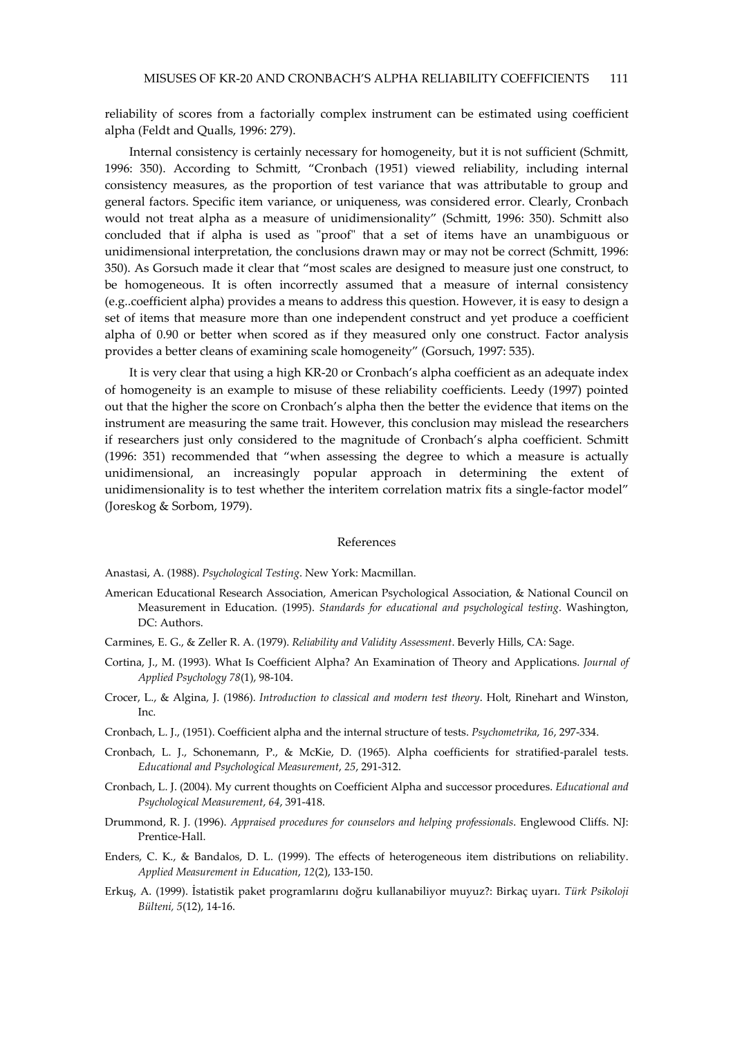reliability of scores from a factorially complex instrument can be estimated using coefficient alpha (Feldt and Qualls, 1996: 279).

Internal consistency is certainly necessary for homogeneity, but it is not sufficient (Schmitt, 1996: 350). According to Schmitt, "Cronbach (1951) viewed reliability, including internal consistency measures, as the proportion of test variance that was attributable to group and general factors. Specific item variance, or uniqueness, was considered error. Clearly, Cronbach would not treat alpha as a measure of unidimensionality" (Schmitt, 1996: 350). Schmitt also concluded that if alpha is used as "proof" that a set of items have an unambiguous or unidimensional interpretation, the conclusions drawn may or may not be correct (Schmitt, 1996: 350). As Gorsuch made it clear that "most scales are designed to measure just one construct, to be homogeneous. It is often incorrectly assumed that a measure of internal consistency (e.g..coefficient alpha) provides a means to address this question. However, it is easy to design a set of items that measure more than one independent construct and yet produce a coefficient alpha of 0.90 or better when scored as if they measured only one construct. Factor analysis provides a better cleans of examining scale homogeneity" (Gorsuch, 1997: 535).

It is very clear that using a high KR-20 or Cronbach's alpha coefficient as an adequate index of homogeneity is an example to misuse of these reliability coefficients. Leedy (1997) pointed out that the higher the score on Cronbach's alpha then the better the evidence that items on the instrument are measuring the same trait. However, this conclusion may mislead the researchers if researchers just only considered to the magnitude of Cronbach's alpha coefficient. Schmitt (1996: 351) recommended that "when assessing the degree to which a measure is actually unidimensional, an increasingly popular approach in determining the extent of unidimensionality is to test whether the interitem correlation matrix fits a single-factor model" (Joreskog & Sorbom, 1979).

## References

Anastasi, A. (1988). *Psychological Testing*. New York: Macmillan.

American Educational Research Association, American Psychological Association, & National Council on Measurement in Education. (1995). *Standards for educational and psychological testing*. Washington, DC: Authors.

Carmines, E. G., & Zeller R. A. (1979). *Reliability and Validity Assessment*. Beverly Hills, CA: Sage.

Cortina, J., M. (1993). What Is Coefficient Alpha? An Examination of Theory and Applications. *Journal of Applied Psychology 78*(1), 98-104.

Crocer, L., & Algina, J. (1986). *Introduction to classical and modern test theory*. Holt, Rinehart and Winston, Inc.

Cronbach, L. J., (1951). Coefficient alpha and the internal structure of tests. *Psychometrika*, *16*, 297-334.

Cronbach, L. J., Schonemann, P., & McKie, D. (1965). Alpha coefficients for stratified-paralel tests. *Educational and Psychological Measurement*, *25*, 291-312.

Cronbach, L. J. (2004). My current thoughts on Coefficient Alpha and successor procedures. *Educational and Psychological Measurement*, *64*, 391-418.

Drummond, R. J. (1996). *Appraised procedures for counselors and helping professionals*. Englewood Cliffs. NJ: Prentice-Hall.

Enders, C. K., & Bandalos, D. L. (1999). The effects of heterogeneous item distributions on reliability. *Applied Measurement in Education*, *12*(2), 133-150.

Erkuş, A. (1999). İstatistik paket programlarını doğru kullanabiliyor muyuz?: Birkaç uyarı. *Türk Psikoloji Bülteni, 5*(12), 14-16.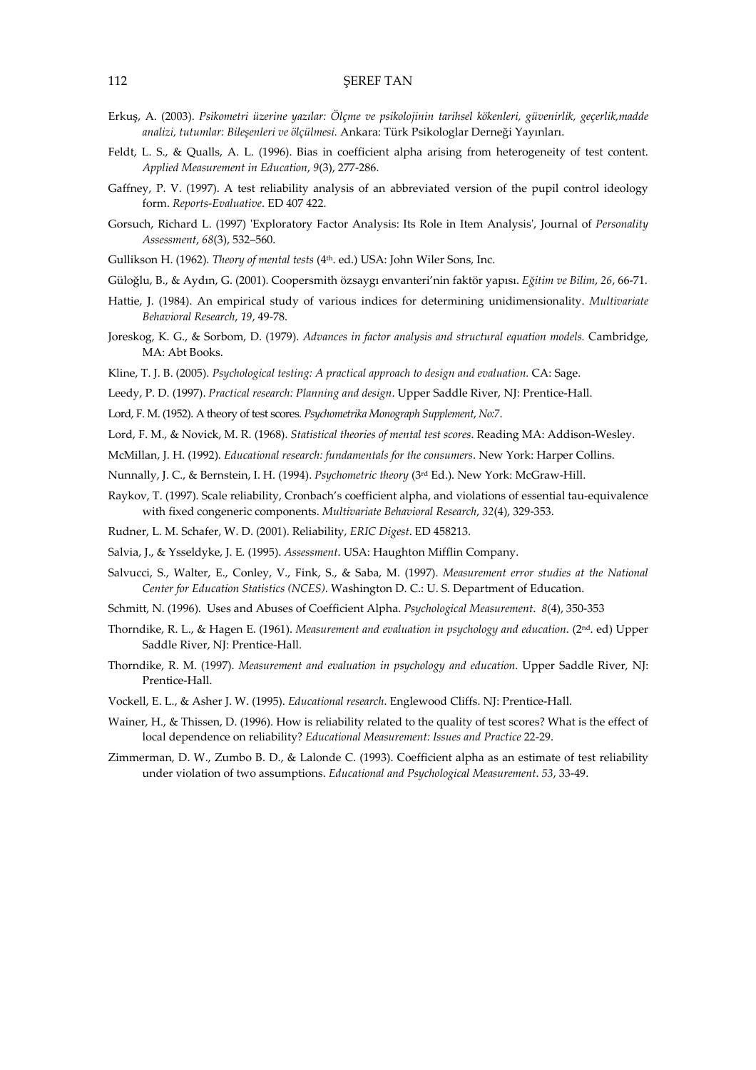Erkuş, A. (2003). *Psikometri üzerine yazılar: Ölçme ve psikolojinin tarihsel kökenleri, güvenirlik, geçerlik,madde analizi, tutumlar: Bileşenleri ve ölçülmesi.* Ankara: Türk Psikologlar Derneği Yayınları.

Feldt, L. S., & Qualls, A. L. (1996). Bias in coefficient alpha arising from heterogeneity of test content. *Applied Measurement in Education*, *9*(3), 277-286.

Gaffney, P. V. (1997). A test reliability analysis of an abbreviated version of the pupil control ideology form. *Reports-Evaluative*. ED 407 422.

Gorsuch, Richard L. (1997) 'Exploratory Factor Analysis: Its Role in Item Analysis', Journal of *Personality Assessment*, *68*(3), 532–560.

Gullikson H. (1962). *Theory of mental tests* (4th. ed.) USA: John Wiler Sons, Inc.

Güloğlu, B., & Aydın, G. (2001). Coopersmith özsaygı envanteri'nin faktör yapısı. *Eğitim ve Bilim*, *26*, 66-71.

Hattie, J. (1984). An empirical study of various indices for determining unidimensionality. *Multivariate Behavioral Research*, *19*, 49-78.

Joreskog, K. G., & Sorbom, D. (1979). *Advances in factor analysis and structural equation models.* Cambridge, MA: Abt Books.

Kline, T. J. B. (2005). *Psychological testing: A practical approach to design and evaluation.* CA: Sage.

Leedy, P. D. (1997). *Practical research: Planning and design*. Upper Saddle River, NJ: Prentice-Hall.

Lord, F. M. (1952). A theory of test scores. *Psychometrika Monograph Supplement*, *No:7*.

Lord, F. M., & Novick, M. R. (1968). *Statistical theories of mental test scores*. Reading MA: Addison-Wesley.

McMillan, J. H. (1992). *Educational research: fundamentals for the consumers*. New York: Harper Collins.

Nunnally, J. C., & Bernstein, I. H. (1994). *Psychometric theory* (3rd Ed.). New York: McGraw-Hill.

Raykov, T. (1997). Scale reliability, Cronbach's coefficient alpha, and violations of essential tau-equivalence with fixed congeneric components. *Multivariate Behavioral Research*, *32*(4), 329-353.

Rudner, L. M. Schafer, W. D. (2001). Reliability, *ERIC Digest*. ED 458213.

Salvia, J., & Ysseldyke, J. E. (1995). *Assessment*. USA: Haughton Mifflin Company.

Salvucci, S., Walter, E., Conley, V., Fink, S., & Saba, M. (1997). *Measurement error studies at the National Center for Education Statistics (NCES)*. Washington D. C.: U. S. Department of Education.

Schmitt, N. (1996). Uses and Abuses of Coefficient Alpha. *Psychological Measurement*. *8*(4), 350-353

Thorndike, R. L., & Hagen E. (1961). *Measurement and evaluation in psychology and education.* (2nd. ed) Upper Saddle River, NJ: Prentice-Hall.

Thorndike, R. M. (1997). *Measurement and evaluation in psychology and education*. Upper Saddle River, NJ: Prentice-Hall.

Vockell, E. L., & Asher J. W. (1995). *Educational research*. Englewood Cliffs. NJ: Prentice-Hall.

Wainer, H., & Thissen, D. (1996). How is reliability related to the quality of test scores? What is the effect of local dependence on reliability? *Educational Measurement: Issues and Practice* 22-29.

Zimmerman, D. W., Zumbo B. D., & Lalonde C. (1993). Coefficient alpha as an estimate of test reliability under violation of two assumptions. *Educational and Psychological Measurement*. *53*, 33-49.